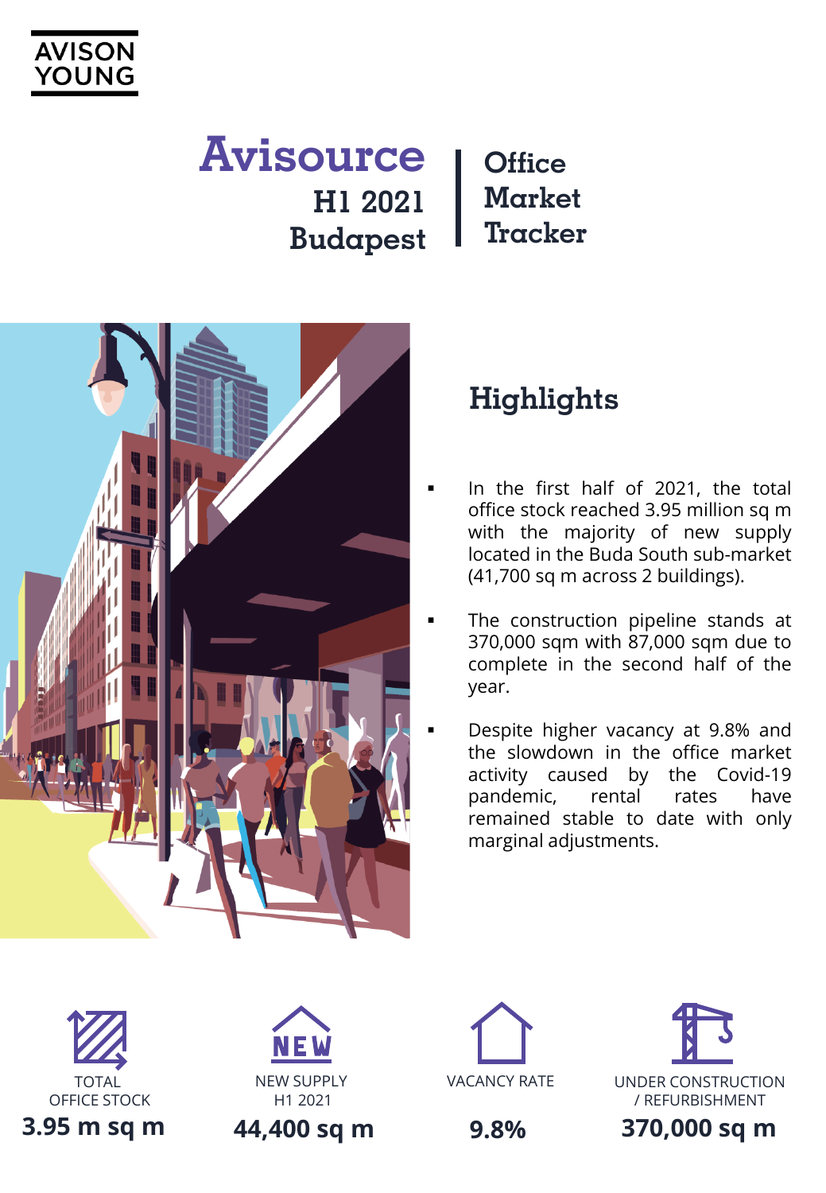AVISON YOUNG

# Avisource H1 2021 Budapest

## Office Market Tracker

## Highlights

- In the first half of 2021, the total office stock reached 3.95 million sq m with the majority of new supply located in the Buda South sub-market (41,700 sq m across 2 buildings).
- The construction pipeline stands at 370,000 sqm with 87,000 sqm due to complete in the second half of the year.
- Despite higher vacancy at 9.8% and the slowdown in the office market activity caused by the Covid-19 pandemic, rental rates have remained stable to date with only marginal adjustments.

| TOTAL OFFICE STOCK | NEW SUPPLY H1 2021 | VACANCY RATE | UNDER CONSTRUCTION / REFURBISHMENT |
|---|---|---|---|
| **3.95 m sq m** | **44,400 sq m** | **9.8%** | **370,000 sq m** |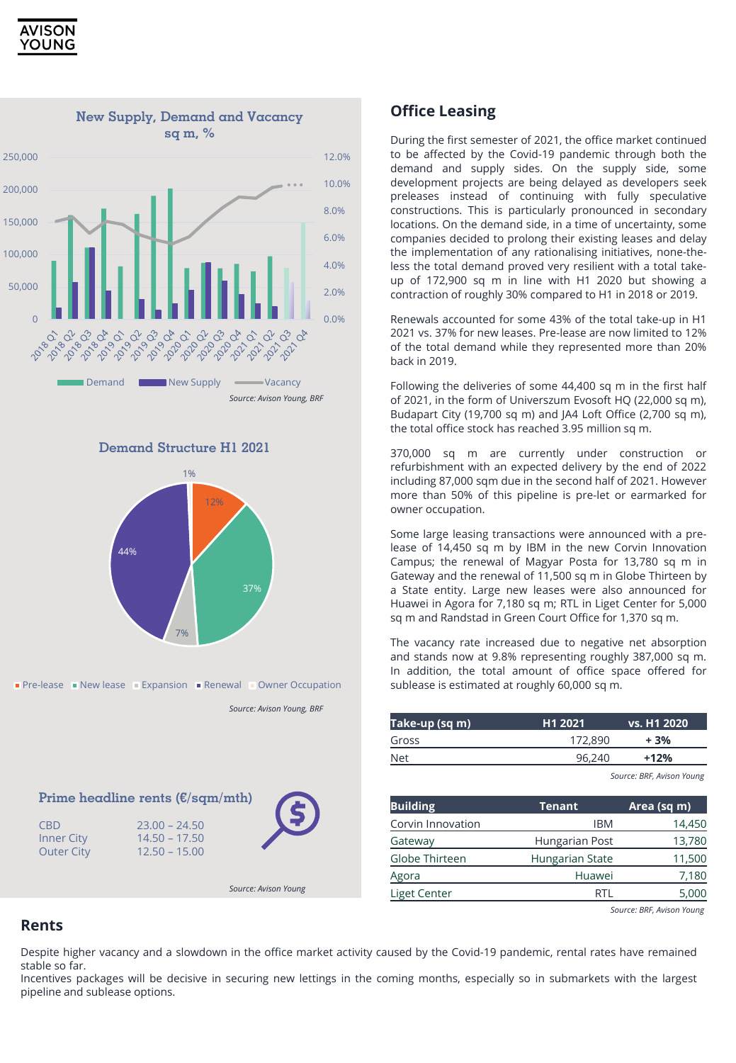**New Supply, Demand and Vacancy**
**sq m, %**

*Source: Avison Young, BRF*

**Demand Structure H1 2021**

Pre-lease 12% · New lease 37% · Expansion 7% · Renewal 44% · Owner Occupation 1%

*Source: Avison Young, BRF*

**Prime headline rents (€/sqm/mth)**

| | |
|---|---|
| CBD | 23.00 – 24.50 |
| Inner City | 14.50 – 17.50 |
| Outer City | 12.50 – 15.00 |

*Source: Avison Young*

## Office Leasing

During the first semester of 2021, the office market continued to be affected by the Covid-19 pandemic through both the demand and supply sides. On the supply side, some development projects are being delayed as developers seek preleases instead of continuing with fully speculative constructions. This is particularly pronounced in secondary locations. On the demand side, in a time of uncertainty, some companies decided to prolong their existing leases and delay the implementation of any rationalising initiatives, none-the-less the total demand proved very resilient with a total take-up of 172,900 sq m in line with H1 2020 but showing a contraction of roughly 30% compared to H1 in 2018 or 2019.

Renewals accounted for some 43% of the total take-up in H1 2021 vs. 37% for new leases. Pre-lease are now limited to 12% of the total demand while they represented more than 20% back in 2019.

Following the deliveries of some 44,400 sq m in the first half of 2021, in the form of Universzum Evosoft HQ (22,000 sq m), Budapart City (19,700 sq m) and JA4 Loft Office (2,700 sq m), the total office stock has reached 3.95 million sq m.

370,000 sq m are currently under construction or refurbishment with an expected delivery by the end of 2022 including 87,000 sqm due in the second half of 2021. However more than 50% of this pipeline is pre-let or earmarked for owner occupation.

Some large leasing transactions were announced with a pre-lease of 14,450 sq m by IBM in the new Corvin Innovation Campus; the renewal of Magyar Posta for 13,780 sq m in Gateway and the renewal of 11,500 sq m in Globe Thirteen by a State entity. Large new leases were also announced for Huawei in Agora for 7,180 sq m; RTL in Liget Center for 5,000 sq m and Randstad in Green Court Office for 1,370 sq m.

The vacancy rate increased due to negative net absorption and stands now at 9.8% representing roughly 387,000 sq m. In addition, the total amount of office space offered for sublease is estimated at roughly 60,000 sq m.

| Take-up (sq m) | H1 2021 | vs. H1 2020 |
|---|---|---|
| Gross | 172,890 | + 3% |
| Net | 96,240 | +12% |

*Source: BRF, Avison Young*

| Building | Tenant | Area (sq m) |
|---|---|---|
| Corvin Innovation | IBM | 14,450 |
| Gateway | Hungarian Post | 13,780 |
| Globe Thirteen | Hungarian State | 11,500 |
| Agora | Huawei | 7,180 |
| Liget Center | RTL | 5,000 |

*Source: BRF, Avison Young*

## Rents

Despite higher vacancy and a slowdown in the office market activity caused by the Covid-19 pandemic, rental rates have remained stable so far.

Incentives packages will be decisive in securing new lettings in the coming months, especially so in submarkets with the largest pipeline and sublease options.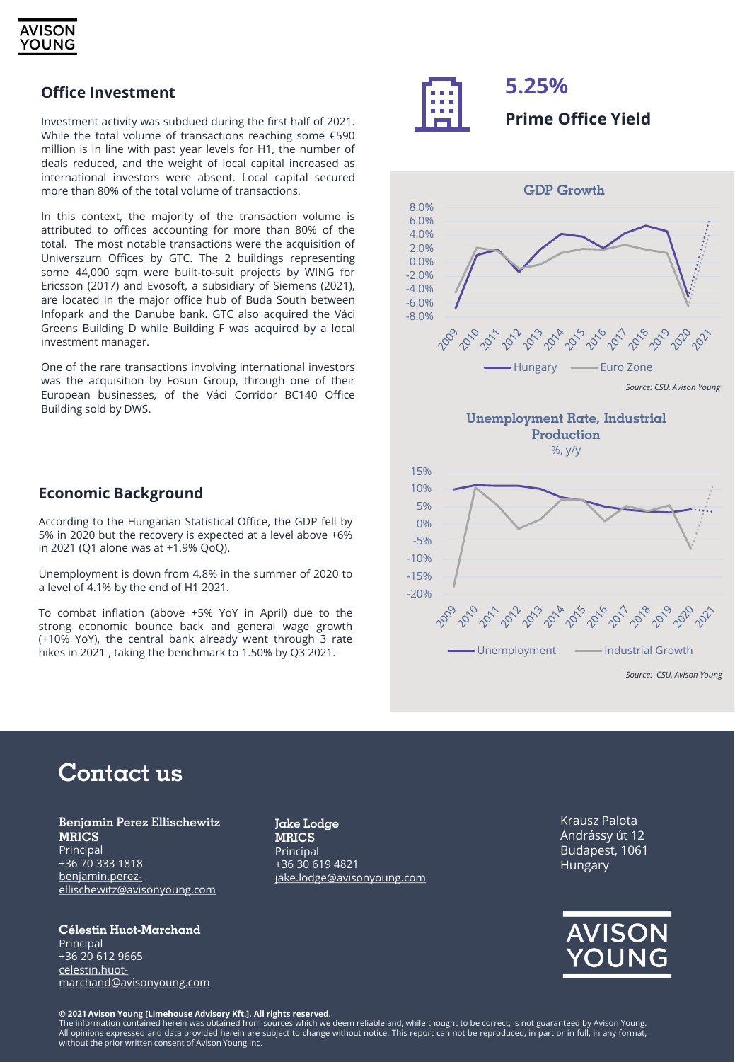## Office Investment

Investment activity was subdued during the first half of 2021. While the total volume of transactions reaching some €590 million is in line with past year levels for H1, the number of deals reduced, and the weight of local capital increased as international investors were absent. Local capital secured more than 80% of the total volume of transactions.

In this context, the majority of the transaction volume is attributed to offices accounting for more than 80% of the total. The most notable transactions were the acquisition of Universzum Offices by GTC. The 2 buildings representing some 44,000 sqm were built-to-suit projects by WING for Ericsson (2017) and Evosoft, a subsidiary of Siemens (2021), are located in the major office hub of Buda South between Infopark and the Danube bank. GTC also acquired the Váci Greens Building D while Building F was acquired by a local investment manager.

One of the rare transactions involving international investors was the acquisition by Fosun Group, through one of their European businesses, of the Váci Corridor BC140 Office Building sold by DWS.

**5.25%**

**Prime Office Yield**

GDP Growth

8.0%
6.0%
4.0%
2.0%
0.0%
-2.0%
-4.0%
-6.0%
-8.0%

2009 2010 2011 2012 2013 2014 2015 2016 2017 2018 2019 2020 2021

Hungary — Euro Zone

*Source: CSU, Avison Young*

## Economic Background

According to the Hungarian Statistical Office, the GDP fell by 5% in 2020 but the recovery is expected at a level above +6% in 2021 (Q1 alone was at +1.9% QoQ).

Unemployment is down from 4.8% in the summer of 2020 to a level of 4.1% by the end of H1 2021.

To combat inflation (above +5% YoY in April) due to the strong economic bounce back and general wage growth (+10% YoY), the central bank already went through 3 rate hikes in 2021 , taking the benchmark to 1.50% by Q3 2021.

Unemployment Rate, Industrial Production

%, y/y

15%
10%
5%
0%
-5%
-10%
-15%
-20%

2009 2010 2011 2012 2013 2014 2015 2016 2017 2018 2019 2020 2021

Unemployment — Industrial Growth

*Source: CSU, Avison Young*

# Contact us

**Benjamin Perez Ellischewitz MRICS**
Principal
+36 70 333 1818
benjamin.perez-ellischewitz@avisonyoung.com

**Jake Lodge MRICS**
Principal
+36 30 619 4821
jake.lodge@avisonyoung.com

**Célestin Huot-Marchand**
Principal
+36 20 612 9665
celestin.huot-marchand@avisonyoung.com

Krausz Palota
Andrássy út 12
Budapest, 1061
Hungary

AVISON YOUNG

**© 2021 Avison Young [Limehouse Advisory Kft.]. All rights reserved.**
The information contained herein was obtained from sources which we deem reliable and, while thought to be correct, is not guaranteed by Avison Young. All opinions expressed and data provided herein are subject to change without notice. This report can not be reproduced, in part or in full, in any format, without the prior written consent of Avison Young Inc.